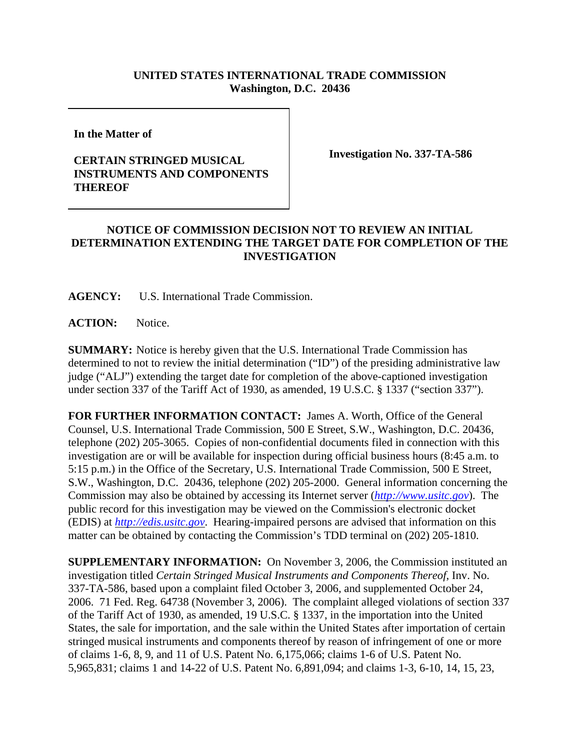**UNITED STATES INTERNATIONAL TRADE COMMISSION**
**Washington, D.C. 20436**

| | |
|---|---|
| **In the Matter of**<br><br>**CERTAIN STRINGED MUSICAL INSTRUMENTS AND COMPONENTS THEREOF** | **Investigation No. 337-TA-586** |

## NOTICE OF COMMISSION DECISION NOT TO REVIEW AN INITIAL DETERMINATION EXTENDING THE TARGET DATE FOR COMPLETION OF THE INVESTIGATION

**AGENCY:** U.S. International Trade Commission.

**ACTION:** Notice.

**SUMMARY:** Notice is hereby given that the U.S. International Trade Commission has determined to not to review the initial determination ("ID") of the presiding administrative law judge ("ALJ") extending the target date for completion of the above-captioned investigation under section 337 of the Tariff Act of 1930, as amended, 19 U.S.C. § 1337 ("section 337").

**FOR FURTHER INFORMATION CONTACT:** James A. Worth, Office of the General Counsel, U.S. International Trade Commission, 500 E Street, S.W., Washington, D.C. 20436, telephone (202) 205-3065. Copies of non-confidential documents filed in connection with this investigation are or will be available for inspection during official business hours (8:45 a.m. to 5:15 p.m.) in the Office of the Secretary, U.S. International Trade Commission, 500 E Street, S.W., Washington, D.C. 20436, telephone (202) 205-2000. General information concerning the Commission may also be obtained by accessing its Internet server (*http://www.usitc.gov*). The public record for this investigation may be viewed on the Commission's electronic docket (EDIS) at *http://edis.usitc.gov*. Hearing-impaired persons are advised that information on this matter can be obtained by contacting the Commission's TDD terminal on (202) 205-1810.

**SUPPLEMENTARY INFORMATION:** On November 3, 2006, the Commission instituted an investigation titled *Certain Stringed Musical Instruments and Components Thereof*, Inv. No. 337-TA-586, based upon a complaint filed October 3, 2006, and supplemented October 24, 2006. 71 Fed. Reg. 64738 (November 3, 2006). The complaint alleged violations of section 337 of the Tariff Act of 1930, as amended, 19 U.S.C. § 1337, in the importation into the United States, the sale for importation, and the sale within the United States after importation of certain stringed musical instruments and components thereof by reason of infringement of one or more of claims 1-6, 8, 9, and 11 of U.S. Patent No. 6,175,066; claims 1-6 of U.S. Patent No. 5,965,831; claims 1 and 14-22 of U.S. Patent No. 6,891,094; and claims 1-3, 6-10, 14, 15, 23,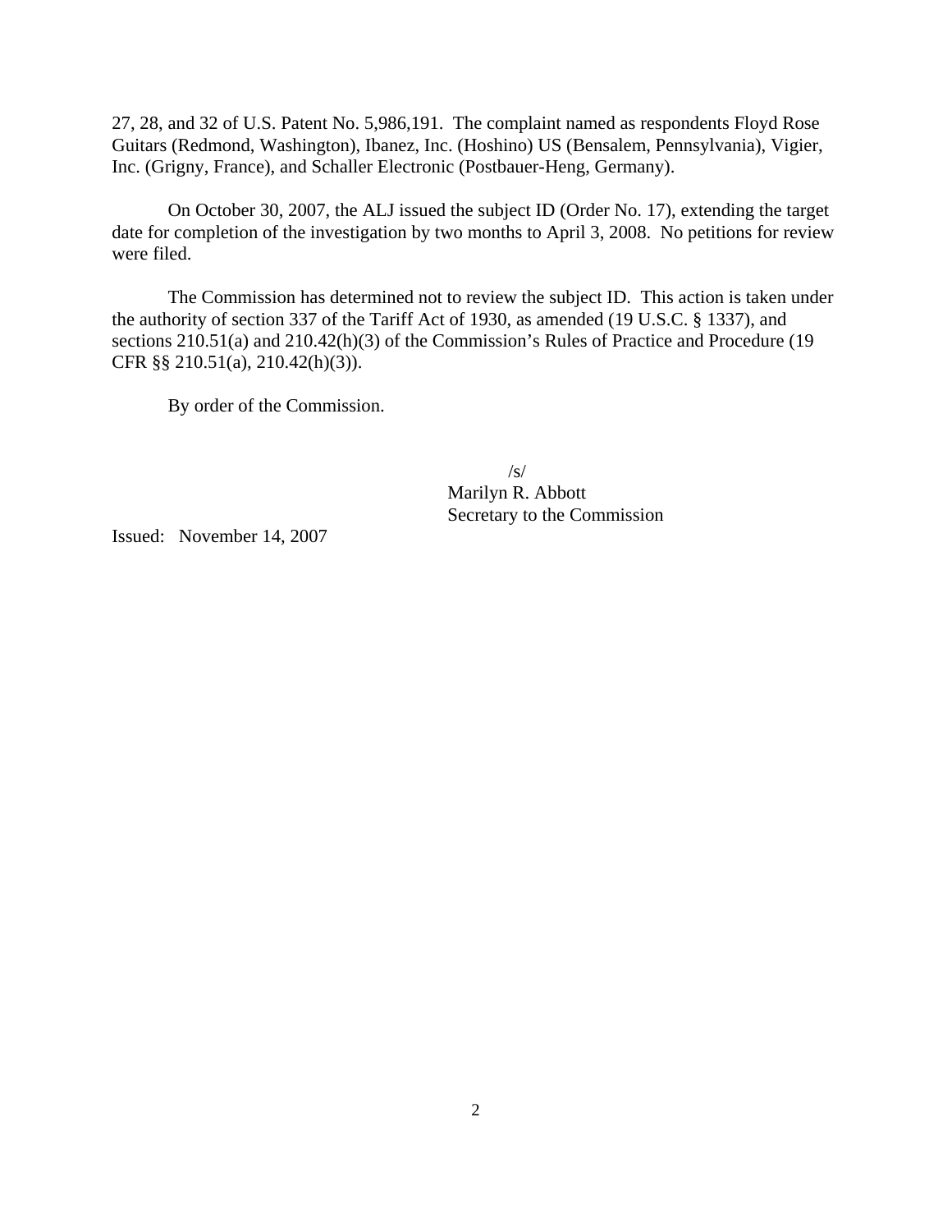27, 28, and 32 of U.S. Patent No. 5,986,191. The complaint named as respondents Floyd Rose Guitars (Redmond, Washington), Ibanez, Inc. (Hoshino) US (Bensalem, Pennsylvania), Vigier, Inc. (Grigny, France), and Schaller Electronic (Postbauer-Heng, Germany).

On October 30, 2007, the ALJ issued the subject ID (Order No. 17), extending the target date for completion of the investigation by two months to April 3, 2008. No petitions for review were filed.

The Commission has determined not to review the subject ID. This action is taken under the authority of section 337 of the Tariff Act of 1930, as amended (19 U.S.C. § 1337), and sections 210.51(a) and 210.42(h)(3) of the Commission's Rules of Practice and Procedure (19 CFR §§ 210.51(a), 210.42(h)(3)).

By order of the Commission.

/s/
Marilyn R. Abbott
Secretary to the Commission

Issued: November 14, 2007